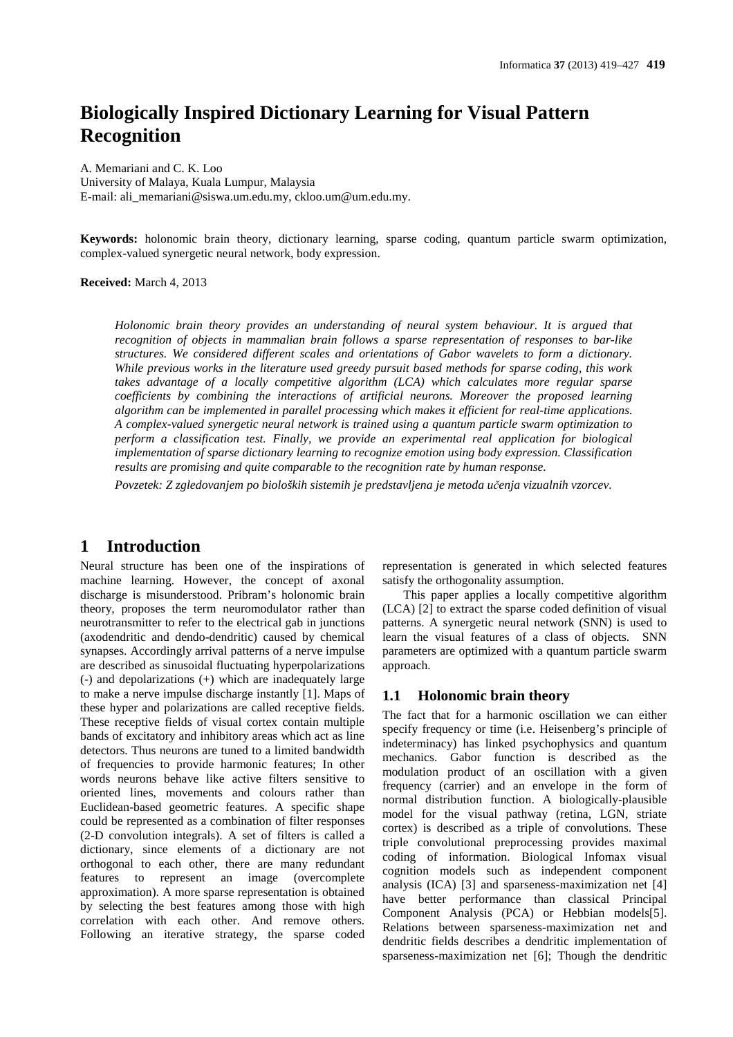# Biologically Inspired Dictionary Learning for Visual Pattern Recognition

A. Memariani and C. K. Loo
University of Malaya, Kuala Lumpur, Malaysia
E-mail: ali_memariani@siswa.um.edu.my, ckloo.um@um.edu.my.

**Keywords:** holonomic brain theory, dictionary learning, sparse coding, quantum particle swarm optimization, complex-valued synergetic neural network, body expression.

**Received:** March 4, 2013

*Holonomic brain theory provides an understanding of neural system behaviour. It is argued that recognition of objects in mammalian brain follows a sparse representation of responses to bar-like structures. We considered different scales and orientations of Gabor wavelets to form a dictionary. While previous works in the literature used greedy pursuit based methods for sparse coding, this work takes advantage of a locally competitive algorithm (LCA) which calculates more regular sparse coefficients by combining the interactions of artificial neurons. Moreover the proposed learning algorithm can be implemented in parallel processing which makes it efficient for real-time applications. A complex-valued synergetic neural network is trained using a quantum particle swarm optimization to perform a classification test. Finally, we provide an experimental real application for biological implementation of sparse dictionary learning to recognize emotion using body expression. Classification results are promising and quite comparable to the recognition rate by human response.*

*Povzetek: Z zgledovanjem po bioloških sistemih je predstavljena je metoda učenja vizualnih vzorcev.*

## 1 Introduction

Neural structure has been one of the inspirations of machine learning. However, the concept of axonal discharge is misunderstood. Pribram's holonomic brain theory, proposes the term neuromodulator rather than neurotransmitter to refer to the electrical gab in junctions (axodendritic and dendo-dendritic) caused by chemical synapses. Accordingly arrival patterns of a nerve impulse are described as sinusoidal fluctuating hyperpolarizations (-) and depolarizations (+) which are inadequately large to make a nerve impulse discharge instantly [1]. Maps of these hyper and polarizations are called receptive fields. These receptive fields of visual cortex contain multiple bands of excitatory and inhibitory areas which act as line detectors. Thus neurons are tuned to a limited bandwidth of frequencies to provide harmonic features; In other words neurons behave like active filters sensitive to oriented lines, movements and colours rather than Euclidean-based geometric features. A specific shape could be represented as a combination of filter responses (2-D convolution integrals). A set of filters is called a dictionary, since elements of a dictionary are not orthogonal to each other, there are many redundant features to represent an image (overcomplete approximation). A more sparse representation is obtained by selecting the best features among those with high correlation with each other. And remove others. Following an iterative strategy, the sparse coded representation is generated in which selected features satisfy the orthogonality assumption.

This paper applies a locally competitive algorithm (LCA) [2] to extract the sparse coded definition of visual patterns. A synergetic neural network (SNN) is used to learn the visual features of a class of objects. SNN parameters are optimized with a quantum particle swarm approach.

### 1.1 Holonomic brain theory

The fact that for a harmonic oscillation we can either specify frequency or time (i.e. Heisenberg's principle of indeterminacy) has linked psychophysics and quantum mechanics. Gabor function is described as the modulation product of an oscillation with a given frequency (carrier) and an envelope in the form of normal distribution function. A biologically-plausible model for the visual pathway (retina, LGN, striate cortex) is described as a triple of convolutions. These triple convolutional preprocessing provides maximal coding of information. Biological Infomax visual cognition models such as independent component analysis (ICA) [3] and sparseness-maximization net [4] have better performance than classical Principal Component Analysis (PCA) or Hebbian models[5]. Relations between sparseness-maximization net and dendritic fields describes a dendritic implementation of sparseness-maximization net [6]; Though the dendritic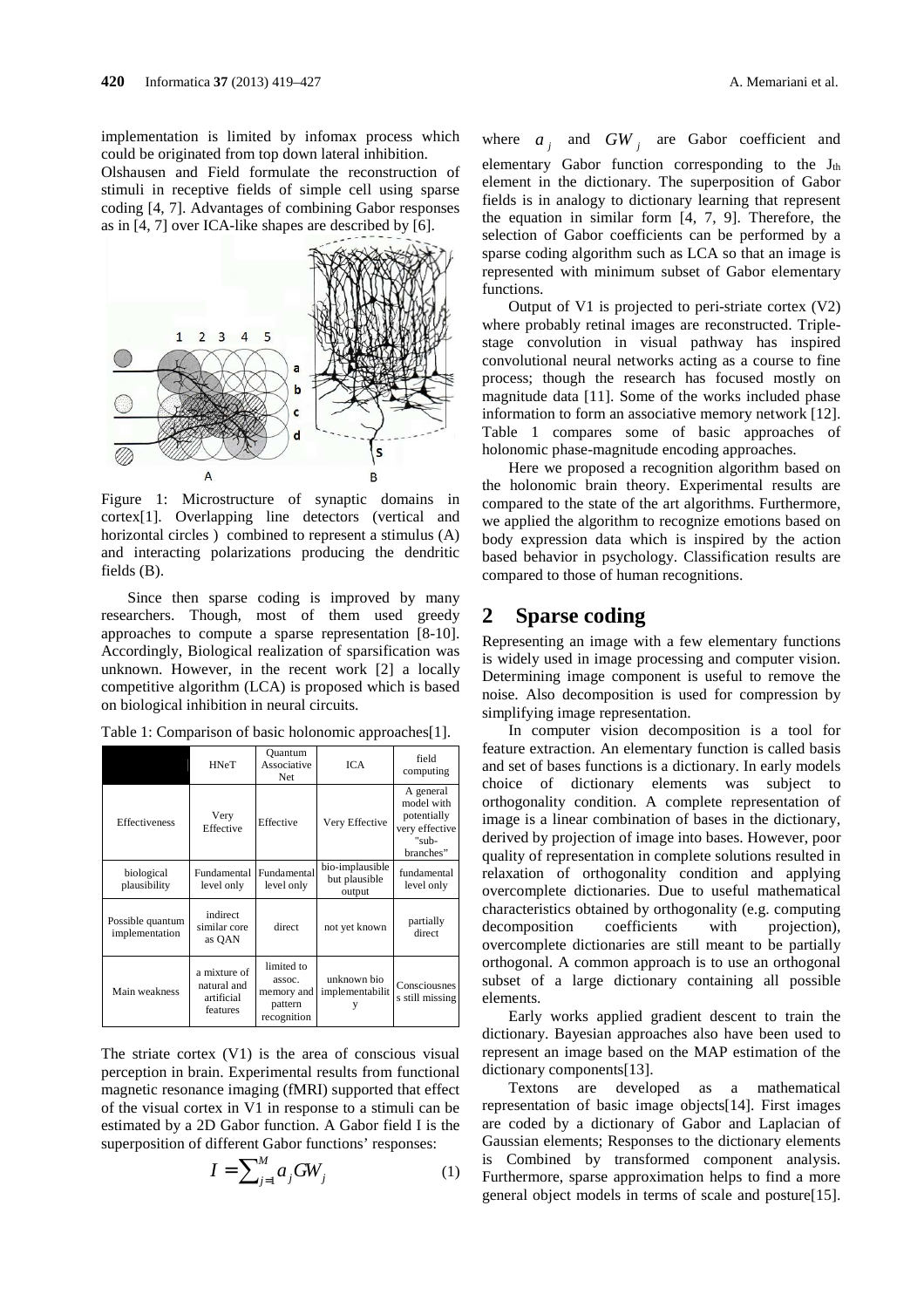implementation is limited by infomax process which could be originated from top down lateral inhibition.

Olshausen and Field formulate the reconstruction of stimuli in receptive fields of simple cell using sparse coding [4, 7]. Advantages of combining Gabor responses as in [4, 7] over ICA-like shapes are described by [6].

Figure 1: Microstructure of synaptic domains in cortex[1]. Overlapping line detectors (vertical and horizontal circles ) combined to represent a stimulus (A) and interacting polarizations producing the dendritic fields (B).

Since then sparse coding is improved by many researchers. Though, most of them used greedy approaches to compute a sparse representation [8-10]. Accordingly, Biological realization of sparsification was unknown. However, in the recent work [2] a locally competitive algorithm (LCA) is proposed which is based on biological inhibition in neural circuits.

Table 1: Comparison of basic holonomic approaches[1].

| | HNeT | Quantum Associative Net | ICA | field computing |
|---|---|---|---|---|
| Effectiveness | Very Effective | Effective | Very Effective | A general model with potentially very effective "sub-branches" |
| biological plausibility | Fundamental level only | Fundamental level only | bio-implausible but plausible output | fundamental level only |
| Possible quantum implementation | indirect similar core as QAN | direct | not yet known | partially direct |
| Main weakness | a mixture of natural and artificial features | limited to assoc. memory and pattern recognition | unknown bio implementability | Consciousness still missing |

The striate cortex (V1) is the area of conscious visual perception in brain. Experimental results from functional magnetic resonance imaging (fMRI) supported that effect of the visual cortex in V1 in response to a stimuli can be estimated by a 2D Gabor function. A Gabor field I is the superposition of different Gabor functions' responses:

$$I = \sum_{j=1}^{M} a_j GW_j \qquad (1)$$

where $a_j$ and $GW_j$ are Gabor coefficient and elementary Gabor function corresponding to the $J_{th}$ element in the dictionary. The superposition of Gabor fields is in analogy to dictionary learning that represent the equation in similar form [4, 7, 9]. Therefore, the selection of Gabor coefficients can be performed by a sparse coding algorithm such as LCA so that an image is represented with minimum subset of Gabor elementary functions.

Output of V1 is projected to peri-striate cortex (V2) where probably retinal images are reconstructed. Triple-stage convolution in visual pathway has inspired convolutional neural networks acting as a course to fine process; though the research has focused mostly on magnitude data [11]. Some of the works included phase information to form an associative memory network [12]. Table 1 compares some of basic approaches of holonomic phase-magnitude encoding approaches.

Here we proposed a recognition algorithm based on the holonomic brain theory. Experimental results are compared to the state of the art algorithms. Furthermore, we applied the algorithm to recognize emotions based on body expression data which is inspired by the action based behavior in psychology. Classification results are compared to those of human recognitions.

## 2 Sparse coding

Representing an image with a few elementary functions is widely used in image processing and computer vision. Determining image component is useful to remove the noise. Also decomposition is used for compression by simplifying image representation.

In computer vision decomposition is a tool for feature extraction. An elementary function is called basis and set of bases functions is a dictionary. In early models choice of dictionary elements was subject to orthogonality condition. A complete representation of image is a linear combination of bases in the dictionary, derived by projection of image into bases. However, poor quality of representation in complete solutions resulted in relaxation of orthogonality condition and applying overcomplete dictionaries. Due to useful mathematical characteristics obtained by orthogonality (e.g. computing decomposition coefficients with projection), overcomplete dictionaries are still meant to be partially orthogonal. A common approach is to use an orthogonal subset of a large dictionary containing all possible elements.

Early works applied gradient descent to train the dictionary. Bayesian approaches also have been used to represent an image based on the MAP estimation of the dictionary components[13].

Textons are developed as a mathematical representation of basic image objects[14]. First images are coded by a dictionary of Gabor and Laplacian of Gaussian elements; Responses to the dictionary elements is Combined by transformed component analysis. Furthermore, sparse approximation helps to find a more general object models in terms of scale and posture[15].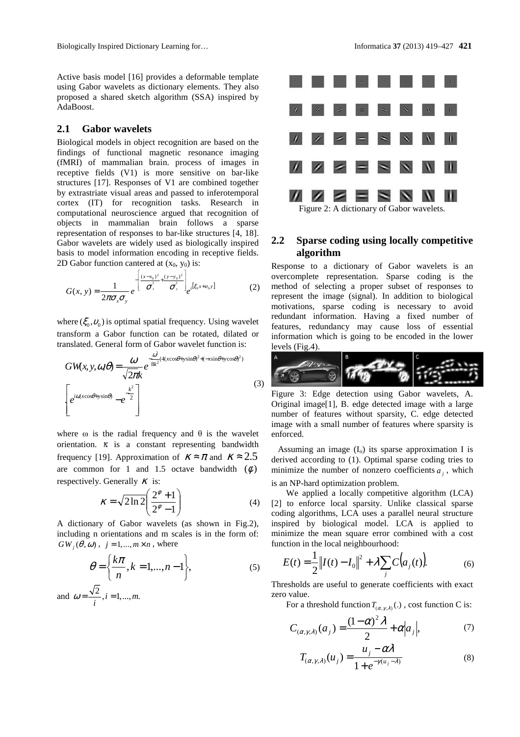Active basis model [16] provides a deformable template using Gabor wavelets as dictionary elements. They also proposed a shared sketch algorithm (SSA) inspired by AdaBoost.

## 2.1 Gabor wavelets

Biological models in object recognition are based on the findings of functional magnetic resonance imaging (fMRI) of mammalian brain. process of images in receptive fields (V1) is more sensitive on bar-like structures [17]. Responses of V1 are combined together by extrastriate visual areas and passed to inferotemporal cortex (IT) for recognition tasks. Research in computational neuroscience argued that recognition of objects in mammalian brain follows a sparse representation of responses to bar-like structures [4, 18]. Gabor wavelets are widely used as biologically inspired basis to model information encoding in receptive fields. 2D Gabor function cantered at $(x_0, y_0)$ is:

$$G(x,y) = \frac{1}{2\pi\sigma_x\sigma_y} e^{-\left[\frac{(x-x_0)^2}{\sigma_x^2} + \frac{(y-y_0)^2}{\sigma_y^2}\right]} e^{i[\xi_0 x + \upsilon_0 y]} \tag{2}$$

where $(\xi_0, \upsilon_0)$ is optimal spatial frequency. Using wavelet transform a Gabor function can be rotated, dilated or translated. General form of Gabor wavelet function is:

$$GW(x,y,\omega,\theta) = \frac{\omega}{\sqrt{2\pi}k} e^{-\frac{\omega^2}{8k^2}(4(x\cos\theta + y\sin\theta)^2 + (-x\sin\theta + y\cos\theta)^2)} \cdot \left[ e^{i\omega(x\cos\theta + y\sin\theta)} - e^{-\frac{k^2}{2}} \right] \tag{3}$$

where ω is the radial frequency and θ is the wavelet orientation. $\kappa$ is a constant representing bandwidth frequency [19]. Approximation of $\kappa \approx \pi$ and $\kappa \approx 2.5$ are common for 1 and 1.5 octave bandwidth $(\phi)$ respectively. Generally $\kappa$ is:

$$\kappa = \sqrt{2\ln 2}\left(\frac{2^{\varphi}+1}{2^{\varphi}-1}\right) \tag{4}$$

A dictionary of Gabor wavelets (as shown in Fig.2), including n orientations and m scales is in the form of: $GW_j(\theta,\omega)$, $j = 1,...,m \times n$, where

$$\theta = \left\{\frac{k\pi}{n}, k = 1,...,n-1\right\}, \tag{5}$$

and $\omega = \frac{\sqrt{2}}{i}, i = 1,...,m.$

Figure 2: A dictionary of Gabor wavelets.

## 2.2 Sparse coding using locally competitive algorithm

Response to a dictionary of Gabor wavelets is an overcomplete representation. Sparse coding is the method of selecting a proper subset of responses to represent the image (signal). In addition to biological motivations, sparse coding is necessary to avoid redundant information. Having a fixed number of features, redundancy may cause loss of essential information which is going to be encoded in the lower levels (Fig.4).

Figure 3: Edge detection using Gabor wavelets, A. Original image[1], B. edge detected image with a large number of features without sparsity, C. edge detected image with a small number of features where sparsity is enforced.

Assuming an image $(I_o)$ its sparse approximation I is derived according to (1). Optimal sparse coding tries to minimize the number of nonzero coefficients $a_j$, which is an NP-hard optimization problem.

We applied a locally competitive algorithm (LCA) [2] to enforce local sparsity. Unlike classical sparse coding algorithms, LCA uses a parallel neural structure inspired by biological model. LCA is applied to minimize the mean square error combined with a cost function in the local neighbourhood:

$$E(t) = \frac{1}{2}\|I(t) - I_0\|^2 + \lambda \sum_j C(a_j(t)). \tag{6}$$

Thresholds are useful to generate coefficients with exact zero value.

For a threshold function $T_{(\alpha,\gamma,\lambda)}(.)$, cost function C is:

$$C_{(\alpha,\gamma,\lambda)}(a_j) = \frac{(1-\alpha)^2\lambda}{2} + \alpha|a_j|, \tag{7}$$

$$T_{(\alpha,\gamma,\lambda)}(u_j) = \frac{u_j - \alpha\lambda}{1 + e^{-\gamma(u_j - \lambda)}} \tag{8}$$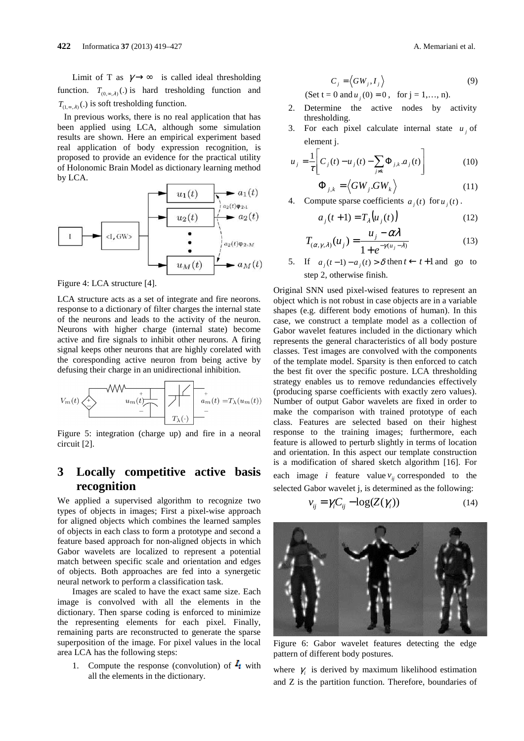Limit of T as $\gamma \rightarrow \infty$ is called ideal thresholding function. $T_{(0,\infty,\lambda)}(.)$ is hard tresholding function and $T_{(1,\infty,\lambda)}(.)$ is soft tresholding function.

In previous works, there is no real application that has been applied using LCA, although some simulation results are shown. Here an empirical experiment based real application of body expression recognition, is proposed to provide an evidence for the practical utility of Holonomic Brain Model as dictionary learning method by LCA.

Figure 4: LCA structure [4].

LCA structure acts as a set of integrate and fire neorons. response to a dictionary of filter charges the internal state of the neurons and leads to the activity of the neuron. Neurons with higher charge (internal state) become active and fire signals to inhibit other neurons. A firing signal keeps other neurons that are highly corelated with the coresponding active neuron from being active by defusing their charge in an unidirectional inhibition.

Figure 5: integration (charge up) and fire in a neoral circuit [2].

## 3 Locally competitive active basis recognition

We applied a supervised algorithm to recognize two types of objects in images; First a pixel-wise approach for aligned objects which combines the learned samples of objects in each class to form a prototype and second a feature based approach for non-aligned objects in which Gabor wavelets are localized to represent a potential match between specific scale and orientation and edges of objects. Both approaches are fed into a synergetic neural network to perform a classification task.

Images are scaled to have the exact same size. Each image is convolved with all the elements in the dictionary. Then sparse coding is enforced to minimize the representing elements for each pixel. Finally, remaining parts are reconstructed to generate the sparse superposition of the image. For pixel values in the local area LCA has the following steps:

1. Compute the response (convolution) of $I_i$ with all the elements in the dictionary.

$$C_j = \langle GW_j, I_j \rangle \tag{9}$$

(Set t = 0 and $u_j(0) = 0$, for j = 1,…, n).

2. Determine the active nodes by activity thresholding.
3. For each pixel calculate internal state $u_j$ of element j.

$$u_j = \frac{1}{\tau}\left[ C_j(t) - u_j(t) - \sum_{j \neq k} \Phi_{j,k}.a_j(t) \right] \tag{10}$$

$$\Phi_{j,k} = \langle GW_j . GW_k \rangle \tag{11}$$

4. Compute sparse coefficients $a_j(t)$ for $u_j(t)$.

$$a_j(t+1) = T_\lambda\left(u_j(t)\right) \tag{12}$$

$$T_{(\alpha,\gamma,\lambda)}(u_j) = \frac{u_j - \alpha\lambda}{1 + e^{-\gamma(u_j - \lambda)}} \tag{13}$$

5. If $a_j(t-1) - a_j(t) > \delta$ then $t \leftarrow t+1$ and go to step 2, otherwise finish.

Original SNN used pixel-wised features to represent an object which is not robust in case objects are in a variable shapes (e.g. different body emotions of human). In this case, we construct a template model as a collection of Gabor wavelet features included in the dictionary which represents the general characteristics of all body posture classes. Test images are convolved with the components of the template model. Sparsity is then enforced to catch the best fit over the specific posture. LCA thresholding strategy enables us to remove redundancies effectively (producing sparse coefficients with exactly zero values). Number of output Gabor wavelets are fixed in order to make the comparison with trained prototype of each class. Features are selected based on their highest response to the training images; furthermore, each feature is allowed to perturb slightly in terms of location and orientation. In this aspect our template construction is a modification of shared sketch algorithm [16]. For each image $i$ feature value $v_{ij}$ corresponded to the selected Gabor wavelet j, is determined as the following:

$$v_{ij} = \gamma_i C_{ij} - \log(Z(\gamma_i)) \tag{14}$$

Figure 6: Gabor wavelet features detecting the edge pattern of different body postures.

where $\gamma_i$ is derived by maximum likelihood estimation and Z is the partition function. Therefore, boundaries of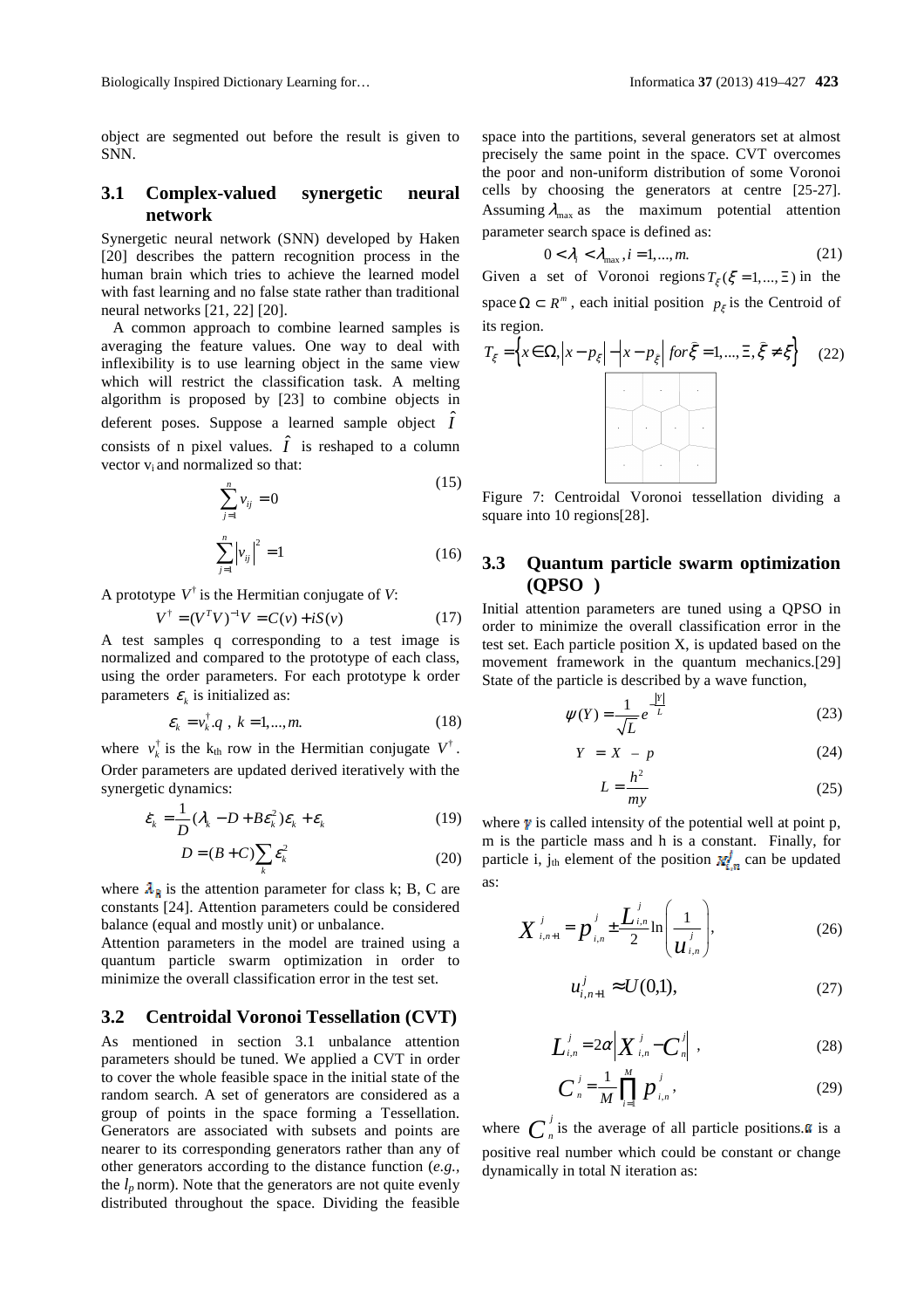object are segmented out before the result is given to SNN.

### 3.1 Complex-valued synergetic neural network

Synergetic neural network (SNN) developed by Haken [20] describes the pattern recognition process in the human brain which tries to achieve the learned model with fast learning and no false state rather than traditional neural networks [21, 22] [20].

A common approach to combine learned samples is averaging the feature values. One way to deal with inflexibility is to use learning object in the same view which will restrict the classification task. A melting algorithm is proposed by [23] to combine objects in deferent poses. Suppose a learned sample object $\hat{I}$ consists of n pixel values. $\hat{I}$ is reshaped to a column vector $v_i$ and normalized so that:

$$\sum_{j=1}^{n} v_{ij} = 0 \quad (15)$$

$$\sum_{j=1}^{n} \left| v_{ij} \right|^2 = 1 \quad (16)$$

A prototype $V^{\dagger}$ is the Hermitian conjugate of *V*:

$$V^{\dagger} = (V^T V)^{-1} V = C(v) + iS(v) \quad (17)$$

A test samples q corresponding to a test image is normalized and compared to the prototype of each class, using the order parameters. For each prototype k order parameters $\varepsilon_k$ is initialized as:

$$\varepsilon_k = v_k^{\dagger}.q \;,\; k = 1,...,m. \quad (18)$$

where $v_k^{\dagger}$ is the $k_{th}$ row in the Hermitian conjugate $V^{\dagger}$. Order parameters are updated derived iteratively with the synergetic dynamics:

$$\varepsilon_k = \frac{1}{D}(\lambda_k - D + B\varepsilon_k^2)\varepsilon_k + \varepsilon_k \quad (19)$$

$$D = (B + C)\sum_k \varepsilon_k^2 \quad (20)$$

where $\lambda_k$ is the attention parameter for class k; B, C are constants [24]. Attention parameters could be considered balance (equal and mostly unit) or unbalance.

Attention parameters in the model are trained using a quantum particle swarm optimization in order to minimize the overall classification error in the test set.

### 3.2 Centroidal Voronoi Tessellation (CVT)

As mentioned in section 3.1 unbalance attention parameters should be tuned. We applied a CVT in order to cover the whole feasible space in the initial state of the random search. A set of generators are considered as a group of points in the space forming a Tessellation. Generators are associated with subsets and points are nearer to its corresponding generators rather than any of other generators according to the distance function (*e.g.*, the $l_p$ norm). Note that the generators are not quite evenly distributed throughout the space. Dividing the feasible space into the partitions, several generators set at almost precisely the same point in the space. CVT overcomes the poor and non-uniform distribution of some Voronoi cells by choosing the generators at centre [25-27]. Assuming $\lambda_{\max}$ as the maximum potential attention parameter search space is defined as:

$$0 < \lambda_i < \lambda_{\max}, i = 1,...,m. \quad (21)$$

Given a set of Voronoi regions $T_{\xi}(\xi = 1,...,\Xi)$ in the space $\Omega \subset R^m$, each initial position $p_{\xi}$ is the Centroid of its region.

$$T_{\xi} = \left\{ x \in \Omega, \left| x - p_{\xi} \right| - \left| x - p_{\bar{\xi}} \right| \; for \; \bar{\xi} = 1,...,\Xi, \bar{\xi} \neq \xi \right\} \quad (22)$$

Figure 7: Centroidal Voronoi tessellation dividing a square into 10 regions[28].

### 3.3 Quantum particle swarm optimization (QPSO )

Initial attention parameters are tuned using a QPSO in order to minimize the overall classification error in the test set. Each particle position X, is updated based on the movement framework in the quantum mechanics.[29] State of the particle is described by a wave function,

$$\psi(Y) = \frac{1}{\sqrt{L}} e^{-\frac{|Y|}{L}} \quad (23)$$

$$Y = X - p \quad (24)$$

$$L = \frac{h^2}{m\gamma} \quad (25)$$

where $\gamma$ is called intensity of the potential well at point p, m is the particle mass and h is a constant. Finally, for particle i, $j_{th}$ element of the position $x_{i,n}^j$ can be updated as:

$$X_{i,n+1}^{j} = p_{i,n}^{j} \pm \frac{L_{i,n}^{j}}{2} \ln\left(\frac{1}{u_{i,n}^{j}}\right), \quad (26)$$

$$u_{i,n+1}^{j} \approx U(0,1), \quad (27)$$

$$L_{i,n}^{j} = 2\alpha \left| X_{i,n}^{j} - C_{n}^{j} \right| , \quad (28)$$

$$C_{n}^{j} = \frac{1}{M} \prod_{i=1}^{M} p_{i,n}^{j}, \quad (29)$$

where $C_n^j$ is the average of all particle positions. $\alpha$ is a positive real number which could be constant or change dynamically in total N iteration as: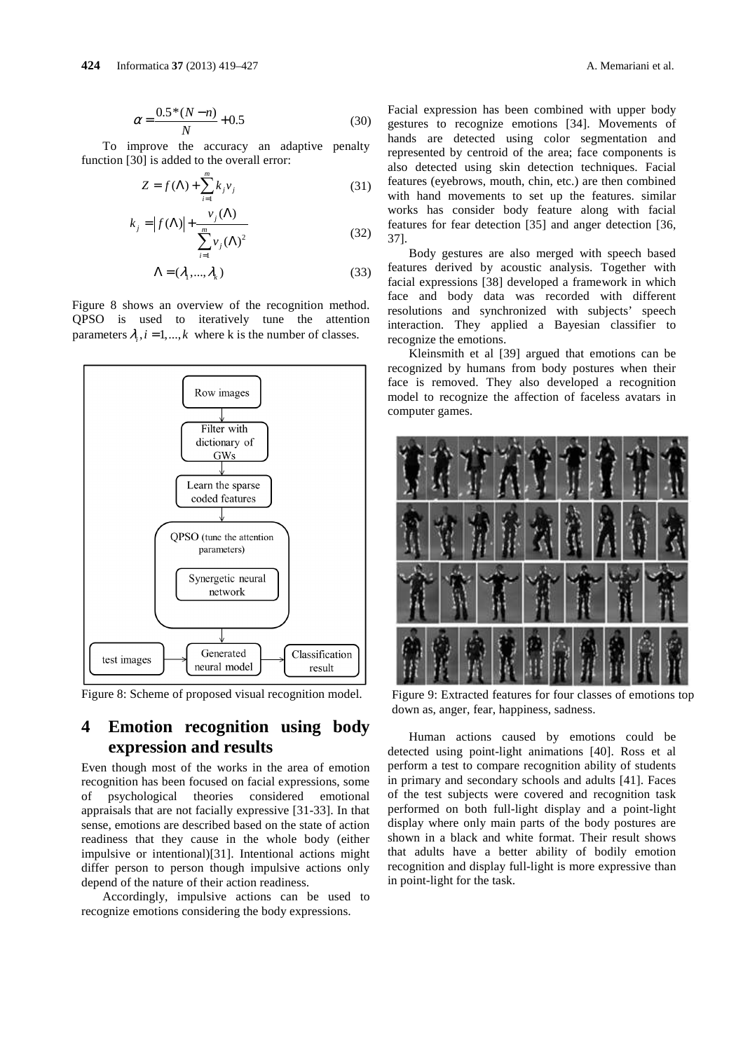$$\alpha = \frac{0.5*(N-n)}{N} + 0.5 \tag{30}$$

To improve the accuracy an adaptive penalty function [30] is added to the overall error:

$$Z = f(\Lambda) + \sum_{i=1}^{m} k_j v_j \tag{31}$$

$$k_j = \left| f(\Lambda) \right| + \frac{v_j(\Lambda)}{\sum_{i=1}^{m} v_j(\Lambda)^2} \tag{32}$$

$$\Lambda = (\lambda_1, ..., \lambda_k) \tag{33}$$

Figure 8 shows an overview of the recognition method. QPSO is used to iteratively tune the attention parameters $\lambda_i, i = 1, ..., k$ where k is the number of classes.

Figure 8: Scheme of proposed visual recognition model.

## 4 Emotion recognition using body expression and results

Even though most of the works in the area of emotion recognition has been focused on facial expressions, some of psychological theories considered emotional appraisals that are not facially expressive [31-33]. In that sense, emotions are described based on the state of action readiness that they cause in the whole body (either impulsive or intentional)[31]. Intentional actions might differ person to person though impulsive actions only depend of the nature of their action readiness.

Accordingly, impulsive actions can be used to recognize emotions considering the body expressions.

Facial expression has been combined with upper body gestures to recognize emotions [34]. Movements of hands are detected using color segmentation and represented by centroid of the area; face components is also detected using skin detection techniques. Facial features (eyebrows, mouth, chin, etc.) are then combined with hand movements to set up the features. similar works has consider body feature along with facial features for fear detection [35] and anger detection [36, 37].

Body gestures are also merged with speech based features derived by acoustic analysis. Together with facial expressions [38] developed a framework in which face and body data was recorded with different resolutions and synchronized with subjects' speech interaction. They applied a Bayesian classifier to recognize the emotions.

Kleinsmith et al [39] argued that emotions can be recognized by humans from body postures when their face is removed. They also developed a recognition model to recognize the affection of faceless avatars in computer games.

Figure 9: Extracted features for four classes of emotions top down as, anger, fear, happiness, sadness.

Human actions caused by emotions could be detected using point-light animations [40]. Ross et al perform a test to compare recognition ability of students in primary and secondary schools and adults [41]. Faces of the test subjects were covered and recognition task performed on both full-light display and a point-light display where only main parts of the body postures are shown in a black and white format. Their result shows that adults have a better ability of bodily emotion recognition and display full-light is more expressive than in point-light for the task.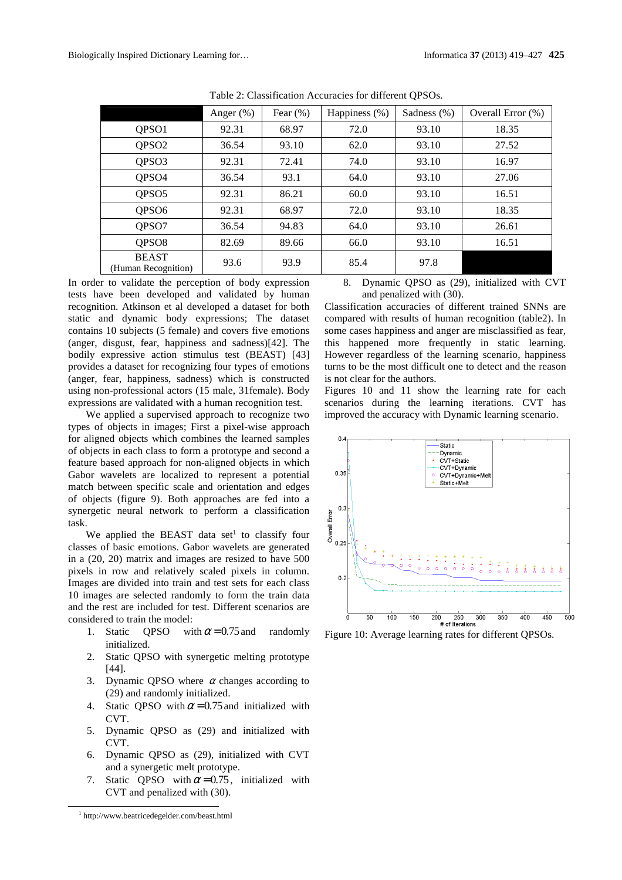Table 2: Classification Accuracies for different QPSOs.

| | Anger (%) | Fear (%) | Happiness (%) | Sadness (%) | Overall Error (%) |
|---|---|---|---|---|---|
| QPSO1 | 92.31 | 68.97 | 72.0 | 93.10 | 18.35 |
| QPSO2 | 36.54 | 93.10 | 62.0 | 93.10 | 27.52 |
| QPSO3 | 92.31 | 72.41 | 74.0 | 93.10 | 16.97 |
| QPSO4 | 36.54 | 93.1 | 64.0 | 93.10 | 27.06 |
| QPSO5 | 92.31 | 86.21 | 60.0 | 93.10 | 16.51 |
| QPSO6 | 92.31 | 68.97 | 72.0 | 93.10 | 18.35 |
| QPSO7 | 36.54 | 94.83 | 64.0 | 93.10 | 26.61 |
| QPSO8 | 82.69 | 89.66 | 66.0 | 93.10 | 16.51 |
| BEAST (Human Recognition) | 93.6 | 93.9 | 85.4 | 97.8 | |

In order to validate the perception of body expression tests have been developed and validated by human recognition. Atkinson et al developed a dataset for both static and dynamic body expressions; The dataset contains 10 subjects (5 female) and covers five emotions (anger, disgust, fear, happiness and sadness)[42]. The bodily expressive action stimulus test (BEAST) [43] provides a dataset for recognizing four types of emotions (anger, fear, happiness, sadness) which is constructed using non-professional actors (15 male, 31female). Body expressions are validated with a human recognition test.

We applied a supervised approach to recognize two types of objects in images; First a pixel-wise approach for aligned objects which combines the learned samples of objects in each class to form a prototype and second a feature based approach for non-aligned objects in which Gabor wavelets are localized to represent a potential match between specific scale and orientation and edges of objects (figure 9). Both approaches are fed into a synergetic neural network to perform a classification task.

We applied the BEAST data set[1] to classify four classes of basic emotions. Gabor wavelets are generated in a (20, 20) matrix and images are resized to have 500 pixels in row and relatively scaled pixels in column. Images are divided into train and test sets for each class 10 images are selected randomly to form the train data and the rest are included for test. Different scenarios are considered to train the model:

1. Static QPSO with $\alpha = 0.75$ and randomly initialized.
2. Static QPSO with synergetic melting prototype [44].
3. Dynamic QPSO where $\alpha$ changes according to (29) and randomly initialized.
4. Static QPSO with $\alpha = 0.75$ and initialized with CVT.
5. Dynamic QPSO as (29) and initialized with CVT.
6. Dynamic QPSO as (29), initialized with CVT and a synergetic melt prototype.
7. Static QPSO with $\alpha = 0.75$, initialized with CVT and penalized with (30).
8. Dynamic QPSO as (29), initialized with CVT and penalized with (30).

Classification accuracies of different trained SNNs are compared with results of human recognition (table2). In some cases happiness and anger are misclassified as fear, this happened more frequently in static learning. However regardless of the learning scenario, happiness turns to be the most difficult one to detect and the reason is not clear for the authors.

Figures 10 and 11 show the learning rate for each scenarios during the learning iterations. CVT has improved the accuracy with Dynamic learning scenario.

Figure 10: Average learning rates for different QPSOs.

[1] http://www.beatricedegelder.com/beast.html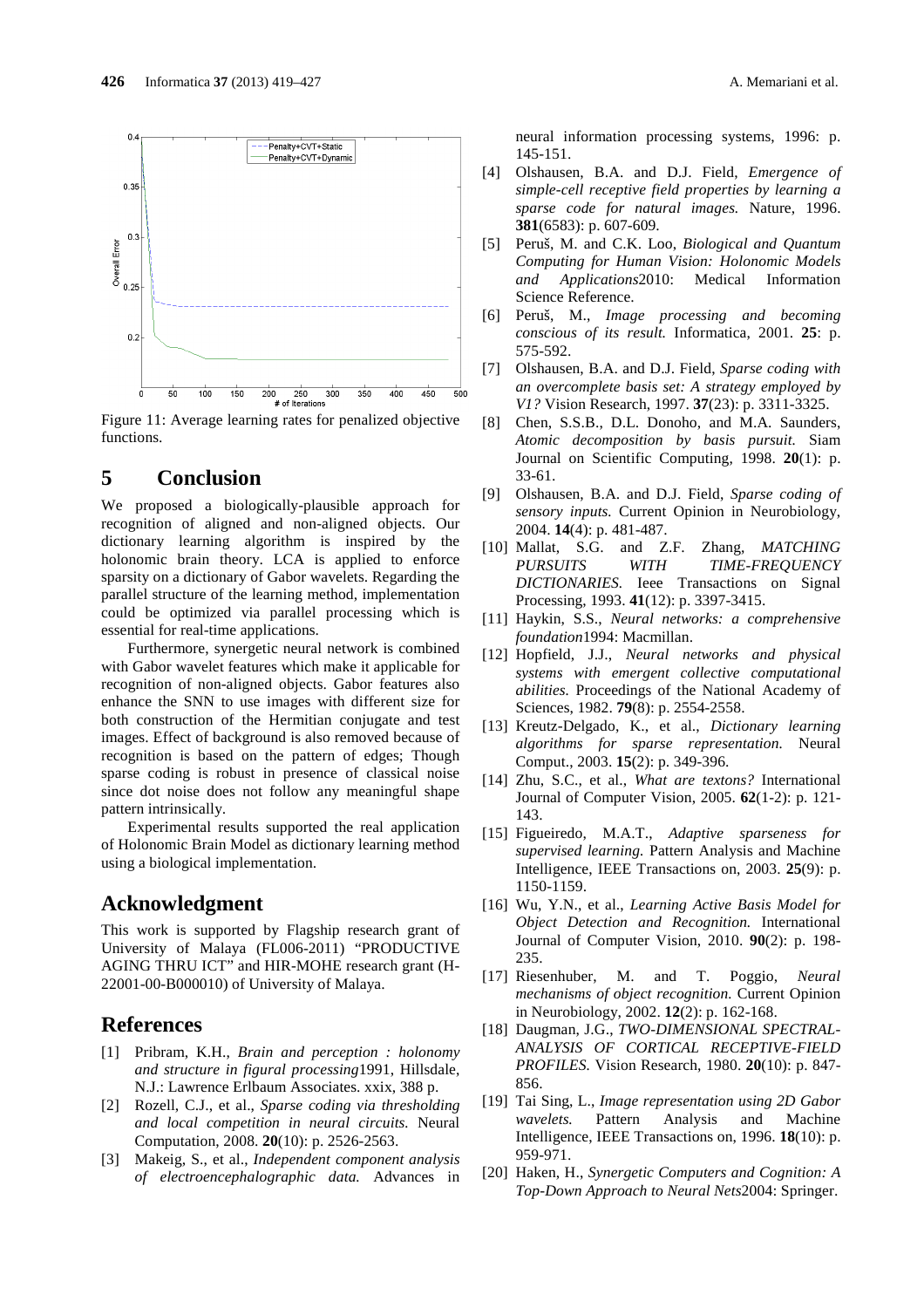Figure 11: Average learning rates for penalized objective functions.

## 5 Conclusion

We proposed a biologically-plausible approach for recognition of aligned and non-aligned objects. Our dictionary learning algorithm is inspired by the holonomic brain theory. LCA is applied to enforce sparsity on a dictionary of Gabor wavelets. Regarding the parallel structure of the learning method, implementation could be optimized via parallel processing which is essential for real-time applications.

Furthermore, synergetic neural network is combined with Gabor wavelet features which make it applicable for recognition of non-aligned objects. Gabor features also enhance the SNN to use images with different size for both construction of the Hermitian conjugate and test images. Effect of background is also removed because of recognition is based on the pattern of edges; Though sparse coding is robust in presence of classical noise since dot noise does not follow any meaningful shape pattern intrinsically.

Experimental results supported the real application of Holonomic Brain Model as dictionary learning method using a biological implementation.

## Acknowledgment

This work is supported by Flagship research grant of University of Malaya (FL006-2011) "PRODUCTIVE AGING THRU ICT" and HIR-MOHE research grant (H-22001-00-B000010) of University of Malaya.

## References

[1] Pribram, K.H., *Brain and perception : holonomy and structure in figural processing*1991, Hillsdale, N.J.: Lawrence Erlbaum Associates. xxix, 388 p.

[2] Rozell, C.J., et al., *Sparse coding via thresholding and local competition in neural circuits.* Neural Computation, 2008. **20**(10): p. 2526-2563.

[3] Makeig, S., et al., *Independent component analysis of electroencephalographic data.* Advances in neural information processing systems, 1996: p. 145-151.

[4] Olshausen, B.A. and D.J. Field, *Emergence of simple-cell receptive field properties by learning a sparse code for natural images.* Nature, 1996. **381**(6583): p. 607-609.

[5] Peruš, M. and C.K. Loo, *Biological and Quantum Computing for Human Vision: Holonomic Models and Applications*2010: Medical Information Science Reference.

[6] Peruš, M., *Image processing and becoming conscious of its result.* Informatica, 2001. **25**: p. 575-592.

[7] Olshausen, B.A. and D.J. Field, *Sparse coding with an overcomplete basis set: A strategy employed by V1?* Vision Research, 1997. **37**(23): p. 3311-3325.

[8] Chen, S.S.B., D.L. Donoho, and M.A. Saunders, *Atomic decomposition by basis pursuit.* Siam Journal on Scientific Computing, 1998. **20**(1): p. 33-61.

[9] Olshausen, B.A. and D.J. Field, *Sparse coding of sensory inputs.* Current Opinion in Neurobiology, 2004. **14**(4): p. 481-487.

[10] Mallat, S.G. and Z.F. Zhang, *MATCHING PURSUITS WITH TIME-FREQUENCY DICTIONARIES.* Ieee Transactions on Signal Processing, 1993. **41**(12): p. 3397-3415.

[11] Haykin, S.S., *Neural networks: a comprehensive foundation*1994: Macmillan.

[12] Hopfield, J.J., *Neural networks and physical systems with emergent collective computational abilities.* Proceedings of the National Academy of Sciences, 1982. **79**(8): p. 2554-2558.

[13] Kreutz-Delgado, K., et al., *Dictionary learning algorithms for sparse representation.* Neural Comput., 2003. **15**(2): p. 349-396.

[14] Zhu, S.C., et al., *What are textons?* International Journal of Computer Vision, 2005. **62**(1-2): p. 121-143.

[15] Figueiredo, M.A.T., *Adaptive sparseness for supervised learning.* Pattern Analysis and Machine Intelligence, IEEE Transactions on, 2003. **25**(9): p. 1150-1159.

[16] Wu, Y.N., et al., *Learning Active Basis Model for Object Detection and Recognition.* International Journal of Computer Vision, 2010. **90**(2): p. 198-235.

[17] Riesenhuber, M. and T. Poggio, *Neural mechanisms of object recognition.* Current Opinion in Neurobiology, 2002. **12**(2): p. 162-168.

[18] Daugman, J.G., *TWO-DIMENSIONAL SPECTRAL-ANALYSIS OF CORTICAL RECEPTIVE-FIELD PROFILES.* Vision Research, 1980. **20**(10): p. 847-856.

[19] Tai Sing, L., *Image representation using 2D Gabor wavelets.* Pattern Analysis and Machine Intelligence, IEEE Transactions on, 1996. **18**(10): p. 959-971.

[20] Haken, H., *Synergetic Computers and Cognition: A Top-Down Approach to Neural Nets*2004: Springer.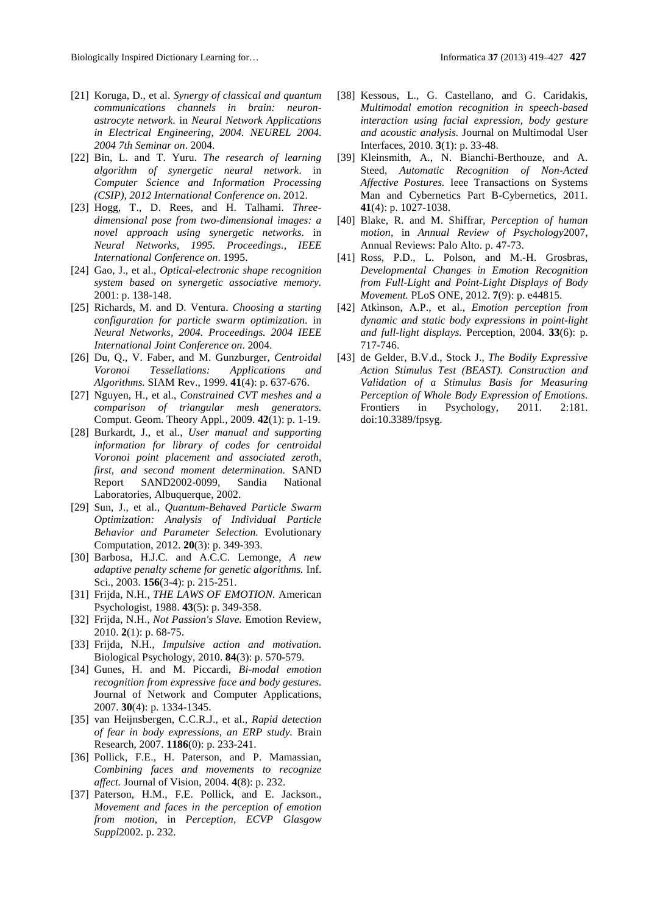[21] Koruga, D., et al. *Synergy of classical and quantum communications channels in brain: neuron-astrocyte network*. in *Neural Network Applications in Electrical Engineering, 2004. NEUREL 2004. 2004 7th Seminar on*. 2004.

[22] Bin, L. and T. Yuru. *The research of learning algorithm of synergetic neural network*. in *Computer Science and Information Processing (CSIP), 2012 International Conference on*. 2012.

[23] Hogg, T., D. Rees, and H. Talhami. *Three-dimensional pose from two-dimensional images: a novel approach using synergetic networks*. in *Neural Networks, 1995. Proceedings., IEEE International Conference on*. 1995.

[24] Gao, J., et al., *Optical-electronic shape recognition system based on synergetic associative memory*. 2001: p. 138-148.

[25] Richards, M. and D. Ventura. *Choosing a starting configuration for particle swarm optimization*. in *Neural Networks, 2004. Proceedings. 2004 IEEE International Joint Conference on*. 2004.

[26] Du, Q., V. Faber, and M. Gunzburger, *Centroidal Voronoi Tessellations: Applications and Algorithms.* SIAM Rev., 1999. **41**(4): p. 637-676.

[27] Nguyen, H., et al., *Constrained CVT meshes and a comparison of triangular mesh generators.* Comput. Geom. Theory Appl., 2009. **42**(1): p. 1-19.

[28] Burkardt, J., et al., *User manual and supporting information for library of codes for centroidal Voronoi point placement and associated zeroth, first, and second moment determination.* SAND Report SAND2002-0099, Sandia National Laboratories, Albuquerque, 2002.

[29] Sun, J., et al., *Quantum-Behaved Particle Swarm Optimization: Analysis of Individual Particle Behavior and Parameter Selection.* Evolutionary Computation, 2012. **20**(3): p. 349-393.

[30] Barbosa, H.J.C. and A.C.C. Lemonge, *A new adaptive penalty scheme for genetic algorithms.* Inf. Sci., 2003. **156**(3-4): p. 215-251.

[31] Frijda, N.H., *THE LAWS OF EMOTION.* American Psychologist, 1988. **43**(5): p. 349-358.

[32] Frijda, N.H., *Not Passion's Slave.* Emotion Review, 2010. **2**(1): p. 68-75.

[33] Frijda, N.H., *Impulsive action and motivation.* Biological Psychology, 2010. **84**(3): p. 570-579.

[34] Gunes, H. and M. Piccardi, *Bi-modal emotion recognition from expressive face and body gestures.* Journal of Network and Computer Applications, 2007. **30**(4): p. 1334-1345.

[35] van Heijnsbergen, C.C.R.J., et al., *Rapid detection of fear in body expressions, an ERP study.* Brain Research, 2007. **1186**(0): p. 233-241.

[36] Pollick, F.E., H. Paterson, and P. Mamassian, *Combining faces and movements to recognize affect.* Journal of Vision, 2004. **4**(8): p. 232.

[37] Paterson, H.M., F.E. Pollick, and E. Jackson., *Movement and faces in the perception of emotion from motion*, in *Perception, ECVP Glasgow Suppl*2002. p. 232.

[38] Kessous, L., G. Castellano, and G. Caridakis, *Multimodal emotion recognition in speech-based interaction using facial expression, body gesture and acoustic analysis.* Journal on Multimodal User Interfaces, 2010. **3**(1): p. 33-48.

[39] Kleinsmith, A., N. Bianchi-Berthouze, and A. Steed, *Automatic Recognition of Non-Acted Affective Postures.* Ieee Transactions on Systems Man and Cybernetics Part B-Cybernetics, 2011. **41**(4): p. 1027-1038.

[40] Blake, R. and M. Shiffrar, *Perception of human motion*, in *Annual Review of Psychology*2007, Annual Reviews: Palo Alto. p. 47-73.

[41] Ross, P.D., L. Polson, and M.-H. Grosbras, *Developmental Changes in Emotion Recognition from Full-Light and Point-Light Displays of Body Movement.* PLoS ONE, 2012. **7**(9): p. e44815.

[42] Atkinson, A.P., et al., *Emotion perception from dynamic and static body expressions in point-light and full-light displays.* Perception, 2004. **33**(6): p. 717-746.

[43] de Gelder, B.V.d., Stock J., *The Bodily Expressive Action Stimulus Test (BEAST). Construction and Validation of a Stimulus Basis for Measuring Perception of Whole Body Expression of Emotions.* Frontiers in Psychology, 2011. 2:181. doi:10.3389/fpsyg.